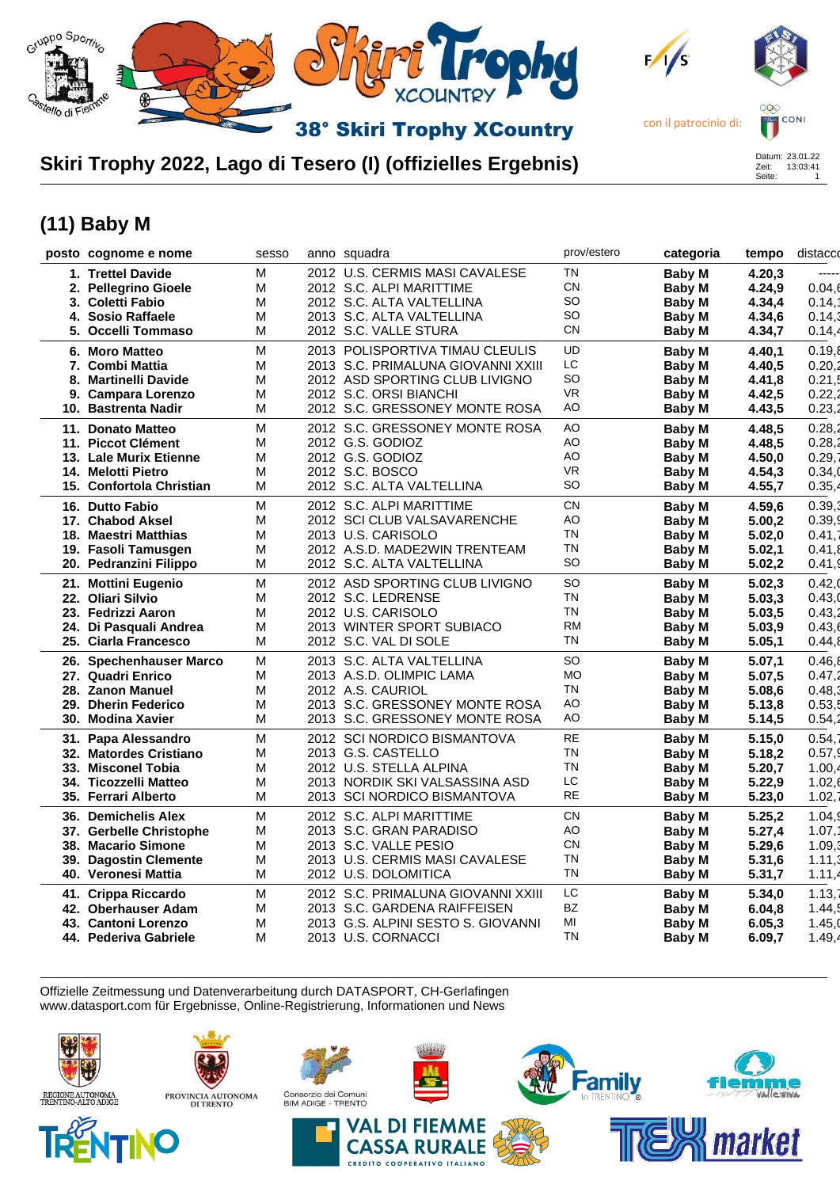# 38° Skiri Trophy XCountry

con il patrocinio di:

## Skiri Trophy 2022, Lago di Tesero (I) (offizielles Ergebnis)

Datum: 23.01.22
Zeit: 13:03:41
Seite: 1

## (11) Baby M

| posto | cognome e nome | sesso | anno | squadra | prov/estero | categoria | tempo | distacco |
|---|---|---|---|---|---|---|---|---|
| 1. | **Trettel Davide** | M | 2012 | U.S. CERMIS MASI CAVALESE | TN | **Baby M** | **4.20,3** | ----- |
| 2. | **Pellegrino Gioele** | M | 2012 | S.C. ALPI MARITTIME | CN | **Baby M** | **4.24,9** | 0.04,6 |
| 3. | **Coletti Fabio** | M | 2012 | S.C. ALTA VALTELLINA | SO | **Baby M** | **4.34,4** | 0.14,1 |
| 4. | **Sosio Raffaele** | M | 2013 | S.C. ALTA VALTELLINA | SO | **Baby M** | **4.34,6** | 0.14,3 |
| 5. | **Occelli Tommaso** | M | 2012 | S.C. VALLE STURA | CN | **Baby M** | **4.34,7** | 0.14,4 |
| 6. | **Moro Matteo** | M | 2013 | POLISPORTIVA TIMAU CLEULIS | UD | **Baby M** | **4.40,1** | 0.19,8 |
| 7. | **Combi Mattia** | M | 2013 | S.C. PRIMALUNA GIOVANNI XXIII | LC | **Baby M** | **4.40,5** | 0.20,2 |
| 8. | **Martinelli Davide** | M | 2012 | ASD SPORTING CLUB LIVIGNO | SO | **Baby M** | **4.41,8** | 0.21,5 |
| 9. | **Campara Lorenzo** | M | 2012 | S.C. ORSI BIANCHI | VR | **Baby M** | **4.42,5** | 0.22,2 |
| 10. | **Bastrenta Nadir** | M | 2012 | S.C. GRESSONEY MONTE ROSA | AO | **Baby M** | **4.43,5** | 0.23,2 |
| 11. | **Donato Matteo** | M | 2012 | S.C. GRESSONEY MONTE ROSA | AO | **Baby M** | **4.48,5** | 0.28,2 |
| 11. | **Piccot Clément** | M | 2012 | G.S. GODIOZ | AO | **Baby M** | **4.48,5** | 0.28,2 |
| 13. | **Lale Murix Etienne** | M | 2012 | G.S. GODIOZ | AO | **Baby M** | **4.50,0** | 0.29,7 |
| 14. | **Melotti Pietro** | M | 2012 | S.C. BOSCO | VR | **Baby M** | **4.54,3** | 0.34,0 |
| 15. | **Confortola Christian** | M | 2012 | S.C. ALTA VALTELLINA | SO | **Baby M** | **4.55,7** | 0.35,4 |
| 16. | **Dutto Fabio** | M | 2012 | S.C. ALPI MARITTIME | CN | **Baby M** | **4.59,6** | 0.39,3 |
| 17. | **Chabod Aksel** | M | 2012 | SCI CLUB VALSAVARENCHE | AO | **Baby M** | **5.00,2** | 0.39,9 |
| 18. | **Maestri Matthias** | M | 2013 | U.S. CARISOLO | TN | **Baby M** | **5.02,0** | 0.41,7 |
| 19. | **Fasoli Tamusgen** | M | 2012 | A.S.D. MADE2WIN TRENTEAM | TN | **Baby M** | **5.02,1** | 0.41,8 |
| 20. | **Pedranzini Filippo** | M | 2012 | S.C. ALTA VALTELLINA | SO | **Baby M** | **5.02,2** | 0.41,9 |
| 21. | **Mottini Eugenio** | M | 2012 | ASD SPORTING CLUB LIVIGNO | SO | **Baby M** | **5.02,3** | 0.42,0 |
| 22. | **Oliari Silvio** | M | 2012 | S.C. LEDRENSE | TN | **Baby M** | **5.03,3** | 0.43,0 |
| 23. | **Fedrizzi Aaron** | M | 2012 | U.S. CARISOLO | TN | **Baby M** | **5.03,5** | 0.43,2 |
| 24. | **Di Pasquali Andrea** | M | 2013 | WINTER SPORT SUBIACO | RM | **Baby M** | **5.03,9** | 0.43,6 |
| 25. | **Ciarla Francesco** | M | 2012 | S.C. VAL DI SOLE | TN | **Baby M** | **5.05,1** | 0.44,8 |
| 26. | **Spechenhauser Marco** | M | 2013 | S.C. ALTA VALTELLINA | SO | **Baby M** | **5.07,1** | 0.46,8 |
| 27. | **Quadri Enrico** | M | 2013 | A.S.D. OLIMPIC LAMA | MO | **Baby M** | **5.07,5** | 0.47,2 |
| 28. | **Zanon Manuel** | M | 2012 | A.S. CAURIOL | TN | **Baby M** | **5.08,6** | 0.48,3 |
| 29. | **Dherin Federico** | M | 2013 | S.C. GRESSONEY MONTE ROSA | AO | **Baby M** | **5.13,8** | 0.53,5 |
| 30. | **Modina Xavier** | M | 2013 | S.C. GRESSONEY MONTE ROSA | AO | **Baby M** | **5.14,5** | 0.54,2 |
| 31. | **Papa Alessandro** | M | 2012 | SCI NORDICO BISMANTOVA | RE | **Baby M** | **5.15,0** | 0.54,7 |
| 32. | **Matordes Cristiano** | M | 2013 | G.S. CASTELLO | TN | **Baby M** | **5.18,2** | 0.57,9 |
| 33. | **Misconel Tobia** | M | 2012 | U.S. STELLA ALPINA | TN | **Baby M** | **5.20,7** | 1.00,4 |
| 34. | **Ticozzelli Matteo** | M | 2013 | NORDIK SKI VALSASSINA ASD | LC | **Baby M** | **5.22,9** | 1.02,6 |
| 35. | **Ferrari Alberto** | M | 2013 | SCI NORDICO BISMANTOVA | RE | **Baby M** | **5.23,0** | 1.02,7 |
| 36. | **Demichelis Alex** | M | 2012 | S.C. ALPI MARITTIME | CN | **Baby M** | **5.25,2** | 1.04,9 |
| 37. | **Gerbelle Christophe** | M | 2013 | S.C. GRAN PARADISO | AO | **Baby M** | **5.27,4** | 1.07,1 |
| 38. | **Macario Simone** | M | 2013 | S.C. VALLE PESIO | CN | **Baby M** | **5.29,6** | 1.09,3 |
| 39. | **Dagostin Clemente** | M | 2013 | U.S. CERMIS MASI CAVALESE | TN | **Baby M** | **5.31,6** | 1.11,3 |
| 40. | **Veronesi Mattia** | M | 2012 | U.S. DOLOMITICA | TN | **Baby M** | **5.31,7** | 1.11,4 |
| 41. | **Crippa Riccardo** | M | 2012 | S.C. PRIMALUNA GIOVANNI XXIII | LC | **Baby M** | **5.34,0** | 1.13,7 |
| 42. | **Oberhauser Adam** | M | 2013 | S.C. GARDENA RAIFFEISEN | BZ | **Baby M** | **6.04,8** | 1.44,5 |
| 43. | **Cantoni Lorenzo** | M | 2013 | G.S. ALPINI SESTO S. GIOVANNI | MI | **Baby M** | **6.05,3** | 1.45,0 |
| 44. | **Pederiva Gabriele** | M | 2013 | U.S. CORNACCI | TN | **Baby M** | **6.09,7** | 1.49,4 |

Offizielle Zeitmessung und Datenverarbeitung durch DATASPORT, CH-Gerlafingen
www.datasport.com für Ergebnisse, Online-Registrierung, Informationen und News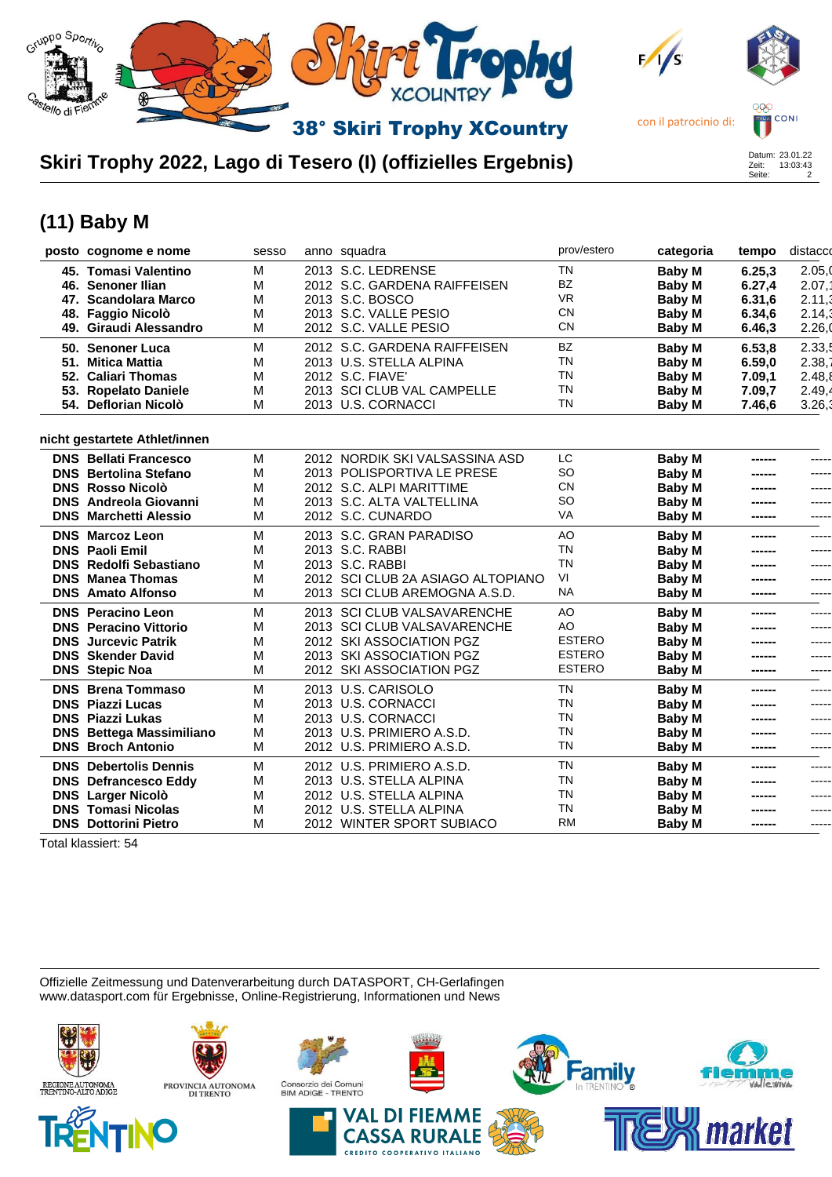## Skiri Trophy 2022, Lago di Tesero (I) (offizielles Ergebnis)

Datum: 23.01.22
Zeit: 13:03:43
Seite: 2

## (11) Baby M

| posto | cognome e nome | sesso | anno | squadra | prov/estero | categoria | tempo | distacco |
|---|---|---|---|---|---|---|---|---|
| 45. | Tomasi Valentino | M | 2013 | S.C. LEDRENSE | TN | Baby M | 6.25,3 | 2.05,0 |
| 46. | Senoner Ilian | M | 2012 | S.C. GARDENA RAIFFEISEN | BZ | Baby M | 6.27,4 | 2.07,1 |
| 47. | Scandolara Marco | M | 2013 | S.C. BOSCO | VR | Baby M | 6.31,6 | 2.11,3 |
| 48. | Faggio Nicolò | M | 2013 | S.C. VALLE PESIO | CN | Baby M | 6.34,6 | 2.14,3 |
| 49. | Giraudi Alessandro | M | 2012 | S.C. VALLE PESIO | CN | Baby M | 6.46,3 | 2.26,0 |
| 50. | Senoner Luca | M | 2012 | S.C. GARDENA RAIFFEISEN | BZ | Baby M | 6.53,8 | 2.33,5 |
| 51. | Mitica Mattia | M | 2013 | U.S. STELLA ALPINA | TN | Baby M | 6.59,0 | 2.38,7 |
| 52. | Caliari Thomas | M | 2012 | S.C. FIAVE' | TN | Baby M | 7.09,1 | 2.48,8 |
| 53. | Ropelato Daniele | M | 2013 | SCI CLUB VAL CAMPELLE | TN | Baby M | 7.09,7 | 2.49,4 |
| 54. | Deflorian Nicolò | M | 2013 | U.S. CORNACCI | TN | Baby M | 7.46,6 | 3.26,3 |

### nicht gestartete Athlet/innen

| posto | cognome e nome | sesso | anno | squadra | prov/estero | categoria | tempo | distacco |
|---|---|---|---|---|---|---|---|---|
| DNS | Bellati Francesco | M | 2012 | NORDIK SKI VALSASSINA ASD | LC | Baby M | ------ | ----- |
| DNS | Bertolina Stefano | M | 2013 | POLISPORTIVA LE PRESE | SO | Baby M | ------ | ----- |
| DNS | Rosso Nicolò | M | 2012 | S.C. ALPI MARITTIME | CN | Baby M | ------ | ----- |
| DNS | Andreola Giovanni | M | 2013 | S.C. ALTA VALTELLINA | SO | Baby M | ------ | ----- |
| DNS | Marchetti Alessio | M | 2012 | S.C. CUNARDO | VA | Baby M | ------ | ----- |
| DNS | Marcoz Leon | M | 2013 | S.C. GRAN PARADISO | AO | Baby M | ------ | ----- |
| DNS | Paoli Emil | M | 2013 | S.C. RABBI | TN | Baby M | ------ | ----- |
| DNS | Redolfi Sebastiano | M | 2013 | S.C. RABBI | TN | Baby M | ------ | ----- |
| DNS | Manea Thomas | M | 2012 | SCI CLUB 2A ASIAGO ALTOPIANO | VI | Baby M | ------ | ----- |
| DNS | Amato Alfonso | M | 2013 | SCI CLUB AREMOGNA A.S.D. | NA | Baby M | ------ | ----- |
| DNS | Peracino Leon | M | 2013 | SCI CLUB VALSAVARENCHE | AO | Baby M | ------ | ----- |
| DNS | Peracino Vittorio | M | 2013 | SCI CLUB VALSAVARENCHE | AO | Baby M | ------ | ----- |
| DNS | Jurcevic Patrik | M | 2012 | SKI ASSOCIATION PGZ | ESTERO | Baby M | ------ | ----- |
| DNS | Skender David | M | 2013 | SKI ASSOCIATION PGZ | ESTERO | Baby M | ------ | ----- |
| DNS | Stepic Noa | M | 2012 | SKI ASSOCIATION PGZ | ESTERO | Baby M | ------ | ----- |
| DNS | Brena Tommaso | M | 2013 | U.S. CARISOLO | TN | Baby M | ------ | ----- |
| DNS | Piazzi Lucas | M | 2013 | U.S. CORNACCI | TN | Baby M | ------ | ----- |
| DNS | Piazzi Lukas | M | 2013 | U.S. CORNACCI | TN | Baby M | ------ | ----- |
| DNS | Bettega Massimiliano | M | 2013 | U.S. PRIMIERO A.S.D. | TN | Baby M | ------ | ----- |
| DNS | Broch Antonio | M | 2012 | U.S. PRIMIERO A.S.D. | TN | Baby M | ------ | ----- |
| DNS | Debertolis Dennis | M | 2012 | U.S. PRIMIERO A.S.D. | TN | Baby M | ------ | ----- |
| DNS | Defrancesco Eddy | M | 2013 | U.S. STELLA ALPINA | TN | Baby M | ------ | ----- |
| DNS | Larger Nicolò | M | 2012 | U.S. STELLA ALPINA | TN | Baby M | ------ | ----- |
| DNS | Tomasi Nicolas | M | 2012 | U.S. STELLA ALPINA | TN | Baby M | ------ | ----- |
| DNS | Dottorini Pietro | M | 2012 | WINTER SPORT SUBIACO | RM | Baby M | ------ | ----- |

Total klassiert: 54

Offizielle Zeitmessung und Datenverarbeitung durch DATASPORT, CH-Gerlafingen
www.datasport.com für Ergebnisse, Online-Registrierung, Informationen und News